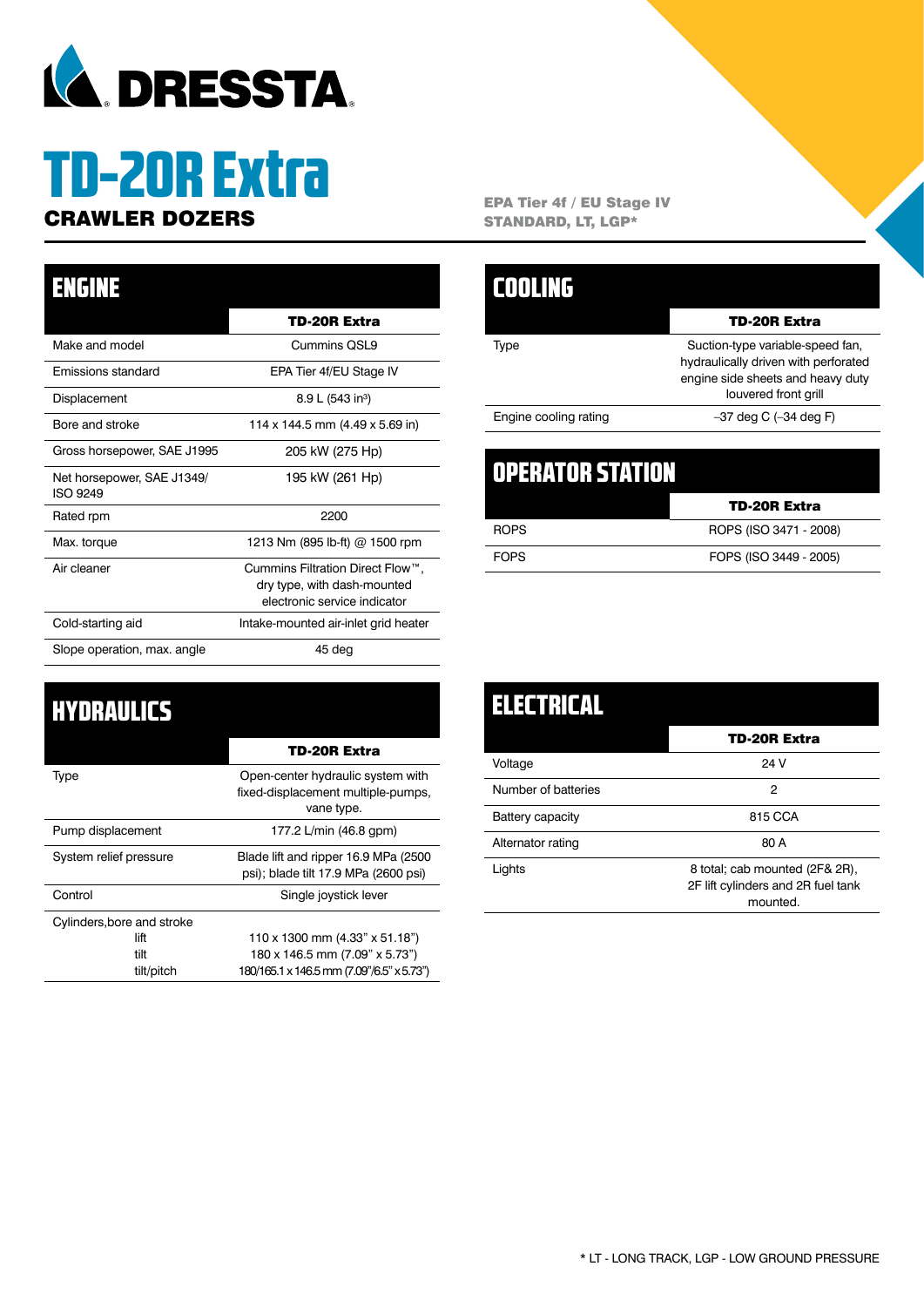# DRESSTA

# TD-20R Extra

## CRAWLER DOZERS

**EPA Tier 4f / EU Stage IV**
**STANDARD, LT, LGP***

## ENGINE

| | TD-20R Extra |
|---|---|
| Make and model | Cummins QSL9 |
| Emissions standard | EPA Tier 4f/EU Stage IV |
| Displacement | 8.9 L (543 in$^3$) |
| Bore and stroke | 114 x 144.5 mm (4.49 x 5.69 in) |
| Gross horsepower, SAE J1995 | 205 kW (275 Hp) |
| Net horsepower, SAE J1349/ ISO 9249 | 195 kW (261 Hp) |
| Rated rpm | 2200 |
| Max. torque | 1213 Nm (895 lb-ft) @ 1500 rpm |
| Air cleaner | Cummins Filtration Direct Flow™, dry type, with dash-mounted electronic service indicator |
| Cold-starting aid | Intake-mounted air-inlet grid heater |
| Slope operation, max. angle | 45 deg |

## COOLING

| | TD-20R Extra |
|---|---|
| Type | Suction-type variable-speed fan, hydraulically driven with perforated engine side sheets and heavy duty louvered front grill |
| Engine cooling rating | –37 deg C (–34 deg F) |

## OPERATOR STATION

| | TD-20R Extra |
|---|---|
| ROPS | ROPS (ISO 3471 - 2008) |
| FOPS | FOPS (ISO 3449 - 2005) |

## HYDRAULICS

| | TD-20R Extra |
|---|---|
| Type | Open-center hydraulic system with fixed-displacement multiple-pumps, vane type. |
| Pump displacement | 177.2 L/min (46.8 gpm) |
| System relief pressure | Blade lift and ripper 16.9 MPa (2500 psi); blade tilt 17.9 MPa (2600 psi) |
| Control | Single joystick lever |
| Cylinders,bore and stroke | |
| lift | 110 x 1300 mm (4.33" x 51.18") |
| tilt | 180 x 146.5 mm (7.09" x 5.73") |
| tilt/pitch | 180/165.1 x 146.5 mm (7.09"/6.5" x 5.73") |

## ELECTRICAL

| | TD-20R Extra |
|---|---|
| Voltage | 24 V |
| Number of batteries | 2 |
| Battery capacity | 815 CCA |
| Alternator rating | 80 A |
| Lights | 8 total; cab mounted (2F& 2R), 2F lift cylinders and 2R fuel tank mounted. |

* LT - LONG TRACK, LGP - LOW GROUND PRESSURE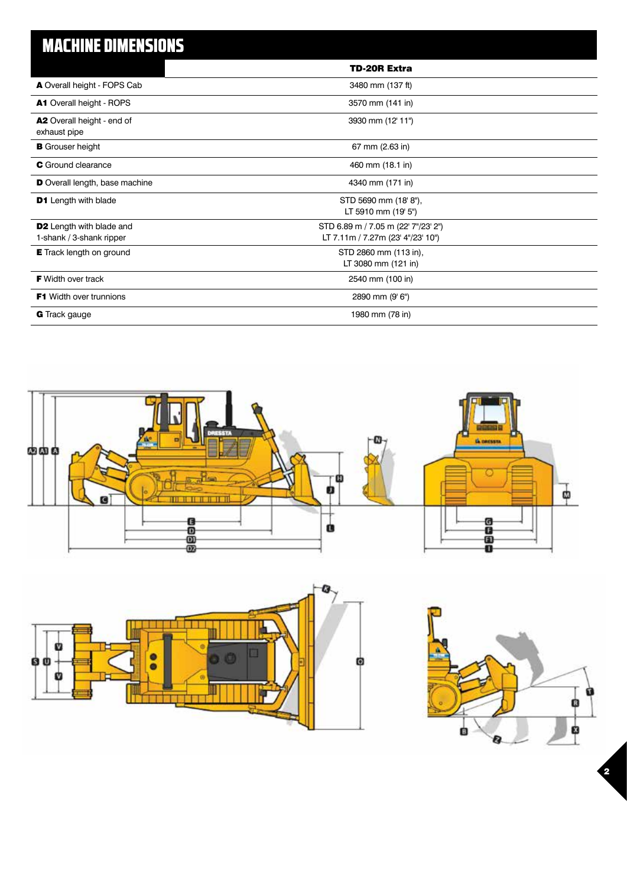# MACHINE DIMENSIONS

| | TD-20R Extra |
|---|---|
| **A** Overall height - FOPS Cab | 3480 mm (137 ft) |
| **A1** Overall height - ROPS | 3570 mm (141 in) |
| **A2** Overall height - end of exhaust pipe | 3930 mm (12' 11") |
| **B** Grouser height | 67 mm (2.63 in) |
| **C** Ground clearance | 460 mm (18.1 in) |
| **D** Overall length, base machine | 4340 mm (171 in) |
| **D1** Length with blade | STD 5690 mm (18' 8"), LT 5910 mm (19' 5") |
| **D2** Length with blade and 1-shank / 3-shank ripper | STD 6.89 m / 7.05 m (22' 7"/23' 2") LT 7.11m / 7.27m (23' 4"/23' 10") |
| **E** Track length on ground | STD 2860 mm (113 in), LT 3080 mm (121 in) |
| **F** Width over track | 2540 mm (100 in) |
| **F1** Width over trunnions | 2890 mm (9' 6") |
| **G** Track gauge | 1980 mm (78 in) |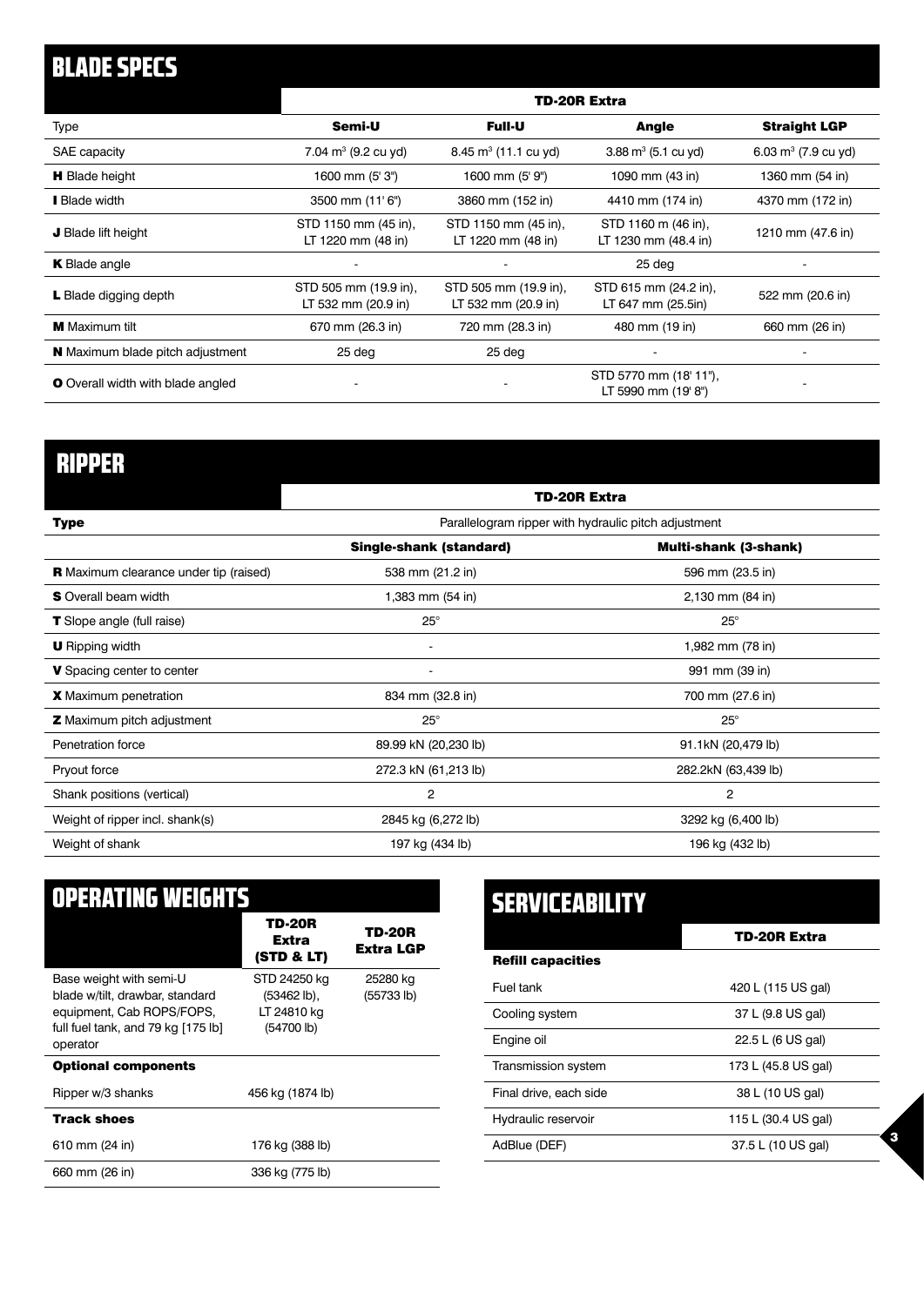# BLADE SPECS

| | TD-20R Extra | | | |
|---|---|---|---|---|
| Type | **Semi-U** | **Full-U** | **Angle** | **Straight LGP** |
| SAE capacity | 7.04 m³ (9.2 cu yd) | 8.45 m³ (11.1 cu yd) | 3.88 m³ (5.1 cu yd) | 6.03 m³ (7.9 cu yd) |
| **H** Blade height | 1600 mm (5' 3") | 1600 mm (5' 9") | 1090 mm (43 in) | 1360 mm (54 in) |
| **I** Blade width | 3500 mm (11' 6") | 3860 mm (152 in) | 4410 mm (174 in) | 4370 mm (172 in) |
| **J** Blade lift height | STD 1150 mm (45 in), LT 1220 mm (48 in) | STD 1150 mm (45 in), LT 1220 mm (48 in) | STD 1160 m (46 in), LT 1230 mm (48.4 in) | 1210 mm (47.6 in) |
| **K** Blade angle | - | - | 25 deg | - |
| **L** Blade digging depth | STD 505 mm (19.9 in), LT 532 mm (20.9 in) | STD 505 mm (19.9 in), LT 532 mm (20.9 in) | STD 615 mm (24.2 in), LT 647 mm (25.5in) | 522 mm (20.6 in) |
| **M** Maximum tilt | 670 mm (26.3 in) | 720 mm (28.3 in) | 480 mm (19 in) | 660 mm (26 in) |
| **N** Maximum blade pitch adjustment | 25 deg | 25 deg | - | - |
| **O** Overall width with blade angled | - | - | STD 5770 mm (18' 11"), LT 5990 mm (19' 8") | - |

# RIPPER

| | TD-20R Extra | |
|---|---|---|
| **Type** | Parallelogram ripper with hydraulic pitch adjustment | |
| | **Single-shank (standard)** | **Multi-shank (3-shank)** |
| **R** Maximum clearance under tip (raised) | 538 mm (21.2 in) | 596 mm (23.5 in) |
| **S** Overall beam width | 1,383 mm (54 in) | 2,130 mm (84 in) |
| **T** Slope angle (full raise) | 25° | 25° |
| **U** Ripping width | - | 1,982 mm (78 in) |
| **V** Spacing center to center | - | 991 mm (39 in) |
| **X** Maximum penetration | 834 mm (32.8 in) | 700 mm (27.6 in) |
| **Z** Maximum pitch adjustment | 25° | 25° |
| Penetration force | 89.99 kN (20,230 lb) | 91.1kN (20,479 lb) |
| Pryout force | 272.3 kN (61,213 lb) | 282.2kN (63,439 lb) |
| Shank positions (vertical) | 2 | 2 |
| Weight of ripper incl. shank(s) | 2845 kg (6,272 lb) | 3292 kg (6,400 lb) |
| Weight of shank | 197 kg (434 lb) | 196 kg (432 lb) |

# OPERATING WEIGHTS

| | **TD-20R Extra (STD & LT)** | **TD-20R Extra LGP** |
|---|---|---|
| Base weight with semi-U blade w/tilt, drawbar, standard equipment, Cab ROPS/FOPS, full fuel tank, and 79 kg [175 lb] operator | STD 24250 kg (53462 lb), LT 24810 kg (54700 lb) | 25280 kg (55733 lb) |
| **Optional components** | | |
| Ripper w/3 shanks | 456 kg (1874 lb) | |
| **Track shoes** | | |
| 610 mm (24 in) | 176 kg (388 lb) | |
| 660 mm (26 in) | 336 kg (775 lb) | |

# SERVICEABILITY

| | **TD-20R Extra** |
|---|---|
| **Refill capacities** | |
| Fuel tank | 420 L (115 US gal) |
| Cooling system | 37 L (9.8 US gal) |
| Engine oil | 22.5 L (6 US gal) |
| Transmission system | 173 L (45.8 US gal) |
| Final drive, each side | 38 L (10 US gal) |
| Hydraulic reservoir | 115 L (30.4 US gal) |
| AdBlue (DEF) | 37.5 L (10 US gal) |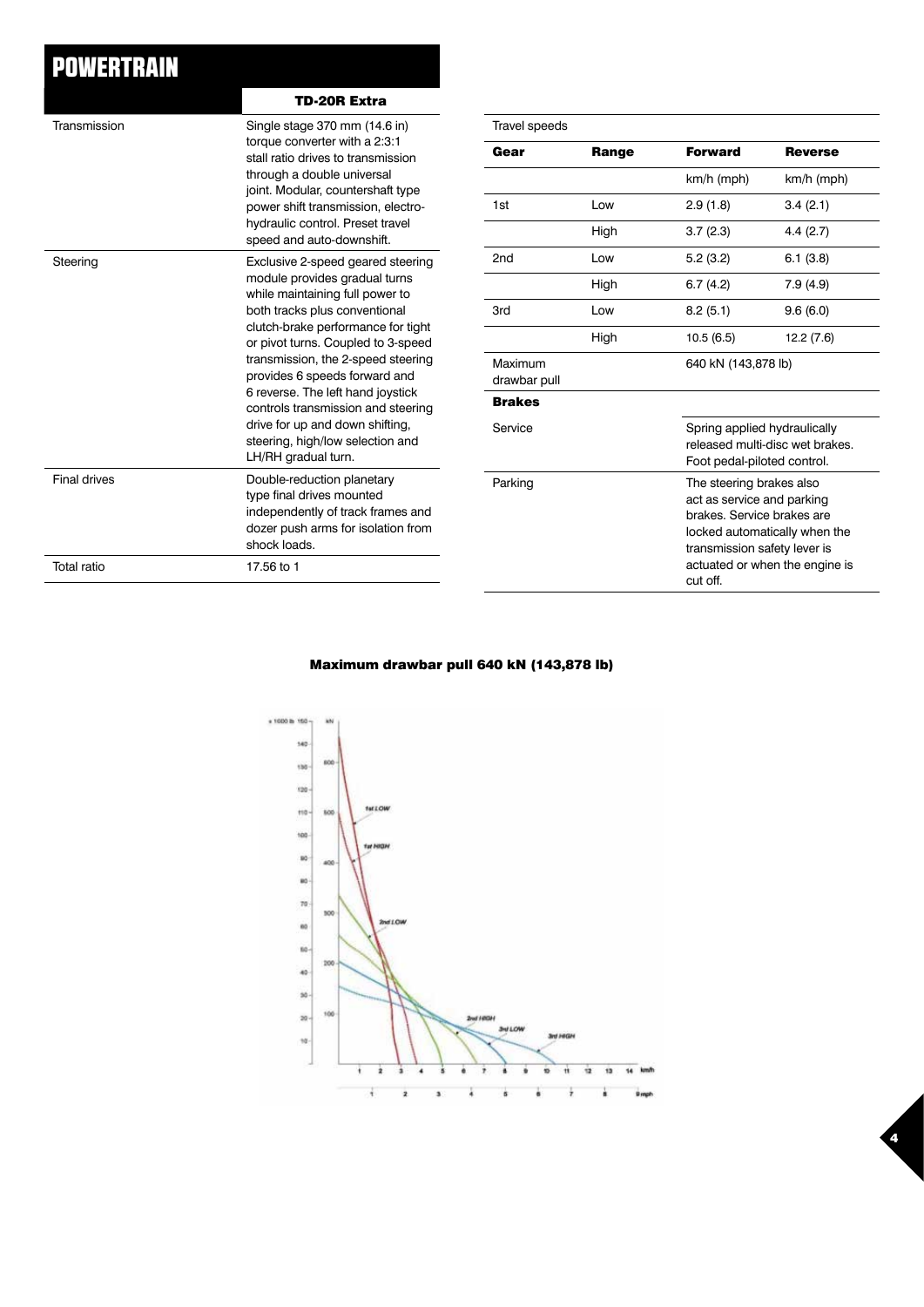# POWERTRAIN

| | TD-20R Extra |
|---|---|
| Transmission | Single stage 370 mm (14.6 in) torque converter with a 2:3:1 stall ratio drives to transmission through a double universal joint. Modular, countershaft type power shift transmission, electro-hydraulic control. Preset travel speed and auto-downshift. |
| Steering | Exclusive 2-speed geared steering module provides gradual turns while maintaining full power to both tracks plus conventional clutch-brake performance for tight or pivot turns. Coupled to 3-speed transmission, the 2-speed steering provides 6 speeds forward and 6 reverse. The left hand joystick controls transmission and steering drive for up and down shifting, steering, high/low selection and LH/RH gradual turn. |
| Final drives | Double-reduction planetary type final drives mounted independently of track frames and dozer push arms for isolation from shock loads. |
| Total ratio | 17.56 to 1 |

Travel speeds

| Gear | Range | Forward | Reverse |
|---|---|---|---|
| | | km/h (mph) | km/h (mph) |
| 1st | Low | 2.9 (1.8) | 3.4 (2.1) |
| | High | 3.7 (2.3) | 4.4 (2.7) |
| 2nd | Low | 5.2 (3.2) | 6.1 (3.8) |
| | High | 6.7 (4.2) | 7.9 (4.9) |
| 3rd | Low | 8.2 (5.1) | 9.6 (6.0) |
| | High | 10.5 (6.5) | 12.2 (7.6) |
| Maximum drawbar pull | | 640 kN (143,878 lb) | |

| **Brakes** | |
|---|---|
| Service | Spring applied hydraulically released multi-disc wet brakes. Foot pedal-piloted control. |
| Parking | The steering brakes also act as service and parking brakes. Service brakes are locked automatically when the transmission safety lever is actuated or when the engine is cut off. |

**Maximum drawbar pull 640 kN (143,878 lb)**

x 1000 lb
kN
1st LOW
1st HIGH
2nd LOW
2nd HIGH
3rd LOW
3rd HIGH
km/h
mph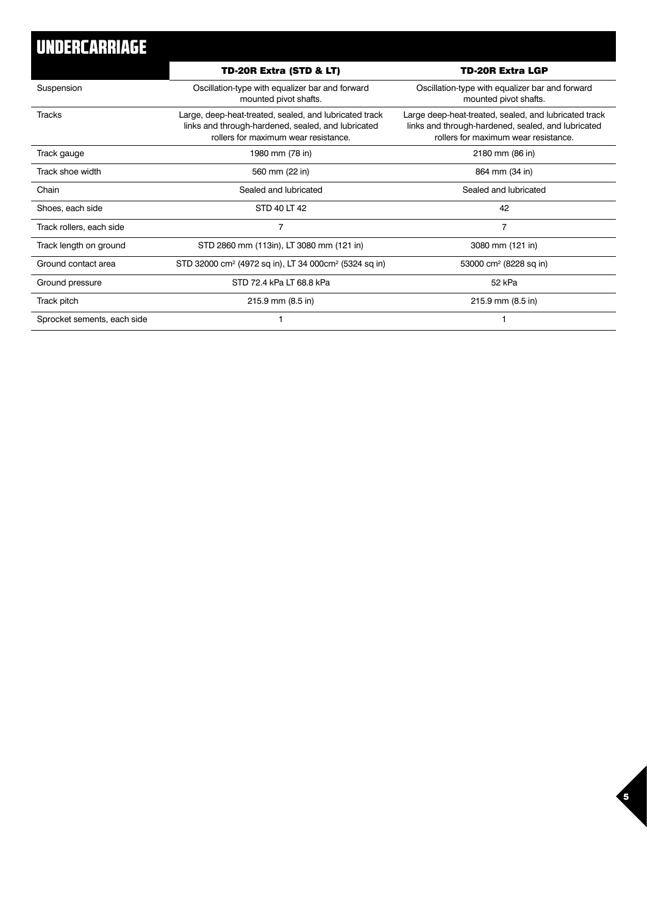# UNDERCARRIAGE

| | TD-20R Extra (STD & LT) | TD-20R Extra LGP |
|---|---|---|
| Suspension | Oscillation-type with equalizer bar and forward mounted pivot shafts. | Oscillation-type with equalizer bar and forward mounted pivot shafts. |
| Tracks | Large, deep-heat-treated, sealed, and lubricated track links and through-hardened, sealed, and lubricated rollers for maximum wear resistance. | Large deep-heat-treated, sealed, and lubricated track links and through-hardened, sealed, and lubricated rollers for maximum wear resistance. |
| Track gauge | 1980 mm (78 in) | 2180 mm (86 in) |
| Track shoe width | 560 mm (22 in) | 864 mm (34 in) |
| Chain | Sealed and lubricated | Sealed and lubricated |
| Shoes, each side | STD 40 LT 42 | 42 |
| Track rollers, each side | 7 | 7 |
| Track length on ground | STD 2860 mm (113in), LT 3080 mm (121 in) | 3080 mm (121 in) |
| Ground contact area | STD 32000 $cm^2$ (4972 sq in), LT 34 000$cm^2$ (5324 sq in) | 53000 $cm^2$ (8228 sq in) |
| Ground pressure | STD 72.4 kPa LT 68.8 kPa | 52 kPa |
| Track pitch | 215.9 mm (8.5 in) | 215.9 mm (8.5 in) |
| Sprocket sements, each side | 1 | 1 |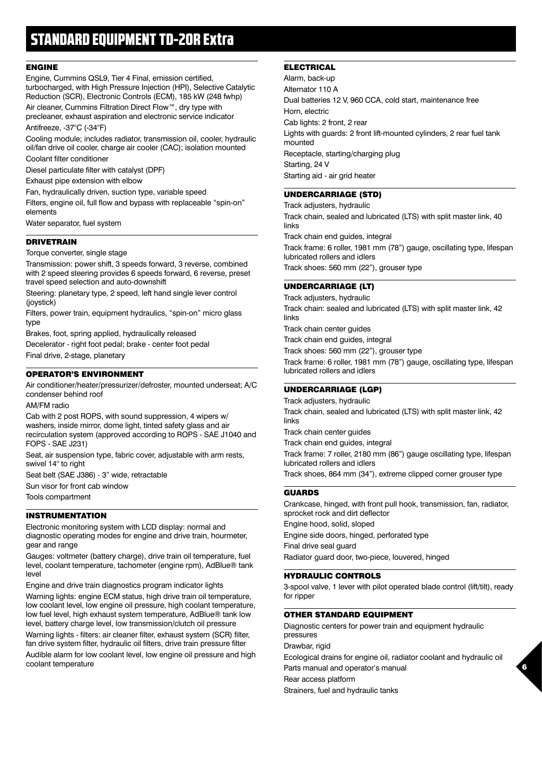# STANDARD EQUIPMENT TD-20R Extra

## ENGINE

Engine, Cummins QSL9, Tier 4 Final, emission certified, turbocharged, with High Pressure Injection (HPI), Selective Catalytic Reduction (SCR), Electronic Controls (ECM), 185 kW (248 fwhp)

Air cleaner, Cummins Filtration Direct Flow™, dry type with precleaner, exhaust aspiration and electronic service indicator

Antifreeze, -37°C (-34°F)

Cooling module; includes radiator, transmission oil, cooler, hydraulic oil/fan drive oil cooler, charge air cooler (CAC); isolation mounted

Coolant filter conditioner

Diesel particulate filter with catalyst (DPF)

Exhaust pipe extension with elbow

Fan, hydraulically driven, suction type, variable speed

Filters, engine oil, full flow and bypass with replaceable "spin-on" elements

Water separator, fuel system

## DRIVETRAIN

Torque converter, single stage

Transmission: power shift, 3 speeds forward, 3 reverse, combined with 2 speed steering provides 6 speeds forward, 6 reverse, preset travel speed selection and auto-downshift

Steering: planetary type, 2 speed, left hand single lever control (joystick)

Filters, power train, equipment hydraulics, "spin-on" micro glass type

Brakes, foot, spring applied, hydraulically released

Decelerator - right foot pedal; brake - center foot pedal

Final drive, 2-stage, planetary

## OPERATOR'S ENVIRONMENT

Air conditioner/heater/pressurizer/defroster, mounted underseat; A/C condenser behind roof

AM/FM radio

Cab with 2 post ROPS, with sound suppression, 4 wipers w/ washers, inside mirror, dome light, tinted safety glass and air recirculation system (approved according to ROPS - SAE J1040 and FOPS - SAE J231)

Seat, air suspension type, fabric cover, adjustable with arm rests, swivel 14° to right

Seat belt (SAE J386) - 3" wide, retractable

Sun visor for front cab window

Tools compartment

## INSTRUMENTATION

Electronic monitoring system with LCD display: normal and diagnostic operating modes for engine and drive train, hourmeter, gear and range

Gauges: voltmeter (battery charge), drive train oil temperature, fuel level, coolant temperature, tachometer (engine rpm), AdBlue® tank level

Engine and drive train diagnostics program indicator lights

Warning lights: engine ECM status, high drive train oil temperature, low coolant level, low engine oil pressure, high coolant temperature, low fuel level, high exhaust system temperature, AdBlue® tank low level, battery charge level, low transmission/clutch oil pressure

Warning lights - filters: air cleaner filter, exhaust system (SCR) filter, fan drive system filter, hydraulic oil filters, drive train pressure filter

Audible alarm for low coolant level, low engine oil pressure and high coolant temperature

## ELECTRICAL

Alarm, back-up

Alternator 110 A

Dual batteries 12 V, 960 CCA, cold start, maintenance free

Horn, electric

Cab lights: 2 front, 2 rear

Lights with guards: 2 front lift-mounted cylinders, 2 rear fuel tank mounted

Receptacle, starting/charging plug

Starting, 24 V

Starting aid - air grid heater

## UNDERCARRIAGE (STD)

Track adjusters, hydraulic

Track chain, sealed and lubricated (LTS) with split master link, 40 links

Track chain end guides, integral

Track frame: 6 roller, 1981 mm (78") gauge, oscillating type, lifespan lubricated rollers and idlers

Track shoes: 560 mm (22"), grouser type

## UNDERCARRIAGE (LT)

Track adjusters, hydraulic

Track chain: sealed and lubricated (LTS) with split master link, 42 links

Track chain center guides

Track chain end guides, integral

Track shoes: 560 mm (22"), grouser type

Track frame: 6 roller, 1981 mm (78") gauge, oscillating type, lifespan lubricated rollers and idlers

## UNDERCARRIAGE (LGP)

Track adjusters, hydraulic

Track chain, sealed and lubricated (LTS) with split master link, 42 links

Track chain center guides

Track chain end guides, integral

Track frame: 7 roller, 2180 mm (86") gauge oscillating type, lifespan lubricated rollers and idlers

Track shoes, 864 mm (34"), extreme clipped corner grouser type

## GUARDS

Crankcase, hinged, with front pull hook, transmission, fan, radiator, sprocket rock and dirt deflector

Engine hood, solid, sloped

Engine side doors, hinged, perforated type

Final drive seal guard

Radiator guard door, two-piece, louvered, hinged

## HYDRAULIC CONTROLS

3-spool valve, 1 lever with pilot operated blade control (lift/tilt), ready for ripper

## OTHER STANDARD EQUIPMENT

Diagnostic centers for power train and equipment hydraulic pressures

Drawbar, rigid

Ecological drains for engine oil, radiator coolant and hydraulic oil

Parts manual and operator's manual

Rear access platform

Strainers, fuel and hydraulic tanks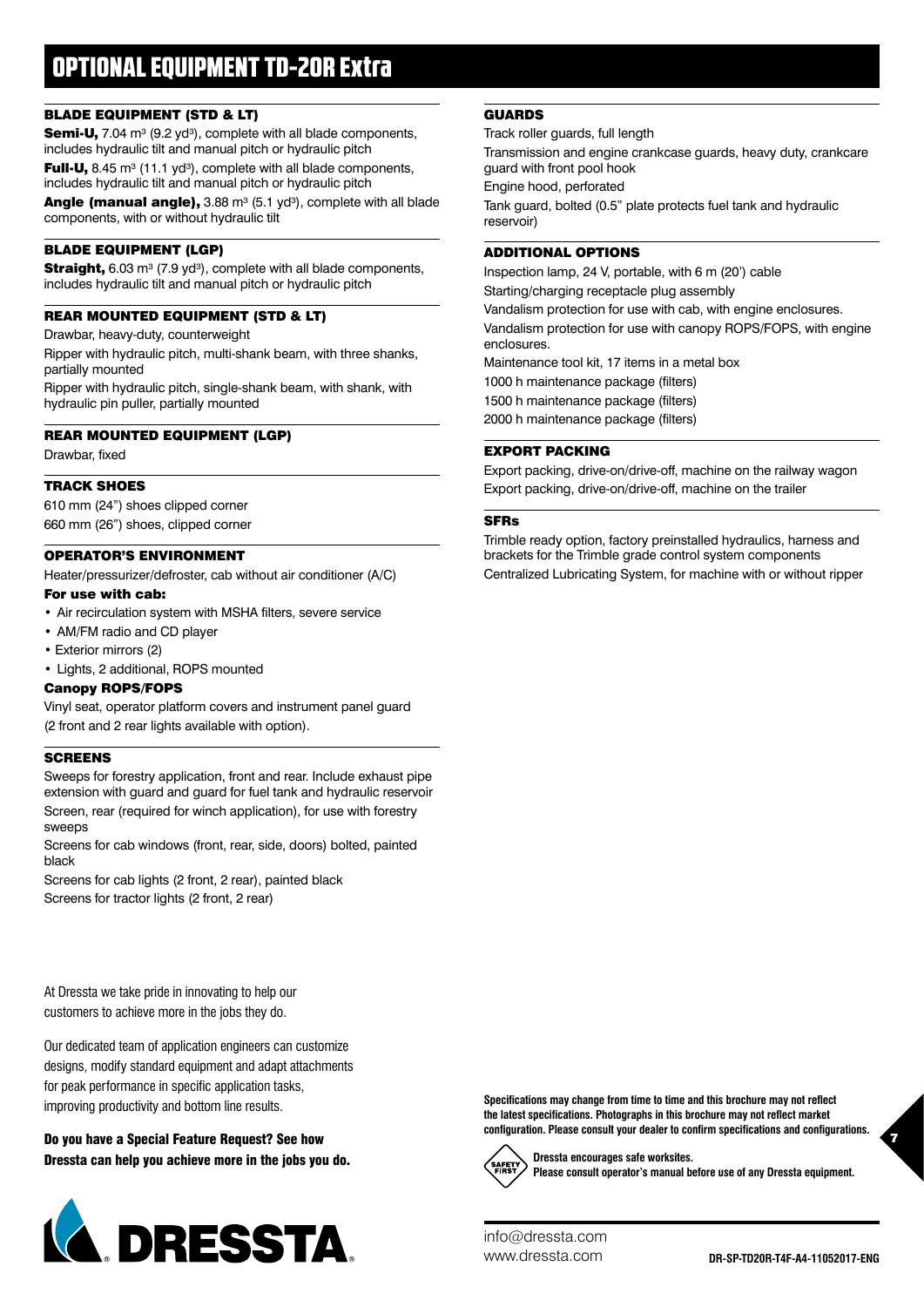# OPTIONAL EQUIPMENT TD-20R Extra

## BLADE EQUIPMENT (STD & LT)

**Semi-U,** 7.04 m³ (9.2 yd³), complete with all blade components, includes hydraulic tilt and manual pitch or hydraulic pitch

**Full-U,** 8.45 m³ (11.1 yd³), complete with all blade components, includes hydraulic tilt and manual pitch or hydraulic pitch

**Angle (manual angle),** 3.88 m³ (5.1 yd³), complete with all blade components, with or without hydraulic tilt

## BLADE EQUIPMENT (LGP)

**Straight,** 6.03 m³ (7.9 yd³), complete with all blade components, includes hydraulic tilt and manual pitch or hydraulic pitch

## REAR MOUNTED EQUIPMENT (STD & LT)

Drawbar, heavy-duty, counterweight

Ripper with hydraulic pitch, multi-shank beam, with three shanks, partially mounted

Ripper with hydraulic pitch, single-shank beam, with shank, with hydraulic pin puller, partially mounted

## REAR MOUNTED EQUIPMENT (LGP)

Drawbar, fixed

## TRACK SHOES

610 mm (24") shoes clipped corner

660 mm (26") shoes, clipped corner

## OPERATOR'S ENVIRONMENT

Heater/pressurizer/defroster, cab without air conditioner (A/C)

**For use with cab:**

- Air recirculation system with MSHA filters, severe service
- AM/FM radio and CD player
- Exterior mirrors (2)
- Lights, 2 additional, ROPS mounted

**Canopy ROPS/FOPS**

Vinyl seat, operator platform covers and instrument panel guard (2 front and 2 rear lights available with option).

## SCREENS

Sweeps for forestry application, front and rear. Include exhaust pipe extension with guard and guard for fuel tank and hydraulic reservoir

Screen, rear (required for winch application), for use with forestry sweeps

Screens for cab windows (front, rear, side, doors) bolted, painted black

Screens for cab lights (2 front, 2 rear), painted black

Screens for tractor lights (2 front, 2 rear)

## GUARDS

Track roller guards, full length

Transmission and engine crankcase guards, heavy duty, crankcare guard with front pool hook

Engine hood, perforated

Tank guard, bolted (0.5" plate protects fuel tank and hydraulic reservoir)

## ADDITIONAL OPTIONS

Inspection lamp, 24 V, portable, with 6 m (20') cable

Starting/charging receptacle plug assembly

Vandalism protection for use with cab, with engine enclosures.

Vandalism protection for use with canopy ROPS/FOPS, with engine enclosures.

Maintenance tool kit, 17 items in a metal box

1000 h maintenance package (filters)

1500 h maintenance package (filters)

2000 h maintenance package (filters)

## EXPORT PACKING

Export packing, drive-on/drive-off, machine on the railway wagon

Export packing, drive-on/drive-off, machine on the trailer

## SFRs

Trimble ready option, factory preinstalled hydraulics, harness and brackets for the Trimble grade control system components

Centralized Lubricating System, for machine with or without ripper

At Dressta we take pride in innovating to help our customers to achieve more in the jobs they do.

Our dedicated team of application engineers can customize designs, modify standard equipment and adapt attachments for peak performance in specific application tasks, improving productivity and bottom line results.

**Do you have a Special Feature Request? See how Dressta can help you achieve more in the jobs you do.**

DRESSTA

**Specifications may change from time to time and this brochure may not reflect the latest specifications. Photographs in this brochure may not reflect market configuration. Please consult your dealer to confirm specifications and configurations.**

SAFETY FIRST

**Dressta encourages safe worksites.**
**Please consult operator's manual before use of any Dressta equipment.**

info@dressta.com
www.dressta.com

DR-SP-TD20R-T4F-A4-11052017-ENG